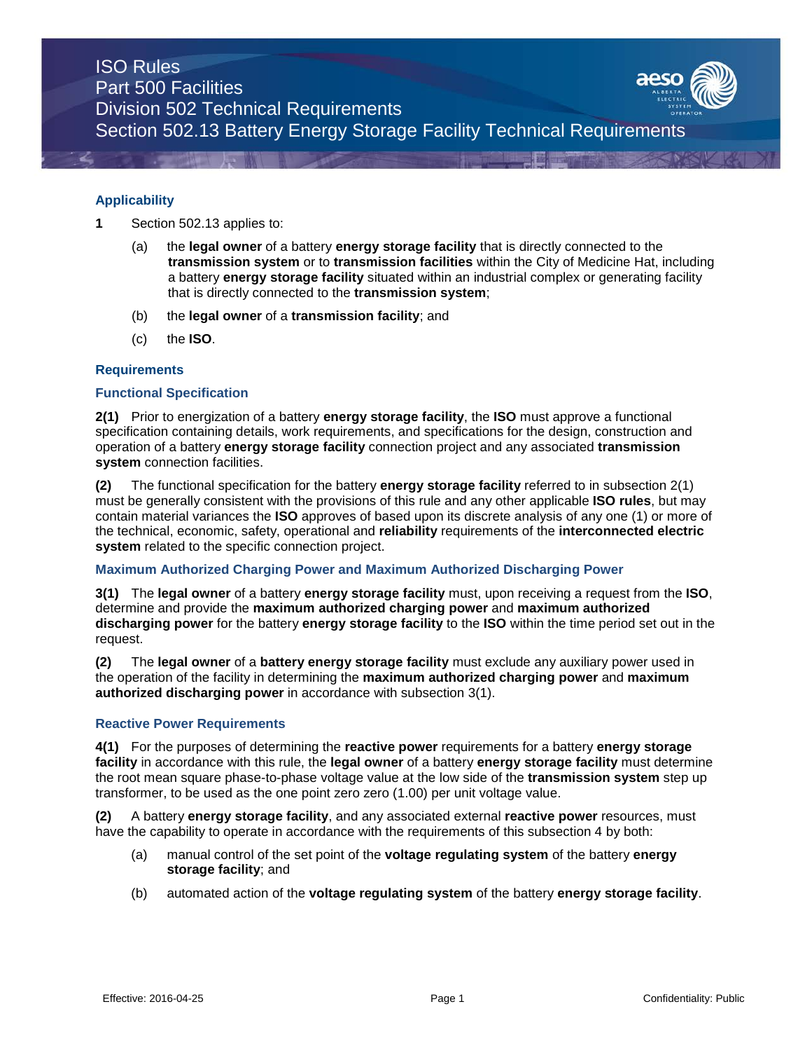# ISO Rules
## Part 500 Facilities
## Division 502 Technical Requirements
## Section 502.13 Battery Energy Storage Facility Technical Requirements

### Applicability

**1** Section 502.13 applies to:

(a) the **legal owner** of a battery **energy storage facility** that is directly connected to the **transmission system** or to **transmission facilities** within the City of Medicine Hat, including a battery **energy storage facility** situated within an industrial complex or generating facility that is directly connected to the **transmission system**;

(b) the **legal owner** of a **transmission facility**; and

(c) the **ISO**.

### Requirements

### Functional Specification

**2(1)** Prior to energization of a battery **energy storage facility**, the **ISO** must approve a functional specification containing details, work requirements, and specifications for the design, construction and operation of a battery **energy storage facility** connection project and any associated **transmission system** connection facilities.

**(2)** The functional specification for the battery **energy storage facility** referred to in subsection 2(1) must be generally consistent with the provisions of this rule and any other applicable **ISO rules**, but may contain material variances the **ISO** approves of based upon its discrete analysis of any one (1) or more of the technical, economic, safety, operational and **reliability** requirements of the **interconnected electric system** related to the specific connection project.

### Maximum Authorized Charging Power and Maximum Authorized Discharging Power

**3(1)** The **legal owner** of a battery **energy storage facility** must, upon receiving a request from the **ISO**, determine and provide the **maximum authorized charging power** and **maximum authorized discharging power** for the battery **energy storage facility** to the **ISO** within the time period set out in the request.

**(2)** The **legal owner** of a **battery energy storage facility** must exclude any auxiliary power used in the operation of the facility in determining the **maximum authorized charging power** and **maximum authorized discharging power** in accordance with subsection 3(1).

### Reactive Power Requirements

**4(1)** For the purposes of determining the **reactive power** requirements for a battery **energy storage facility** in accordance with this rule, the **legal owner** of a battery **energy storage facility** must determine the root mean square phase-to-phase voltage value at the low side of the **transmission system** step up transformer, to be used as the one point zero zero (1.00) per unit voltage value.

**(2)** A battery **energy storage facility**, and any associated external **reactive power** resources, must have the capability to operate in accordance with the requirements of this subsection 4 by both:

(a) manual control of the set point of the **voltage regulating system** of the battery **energy storage facility**; and

(b) automated action of the **voltage regulating system** of the battery **energy storage facility**.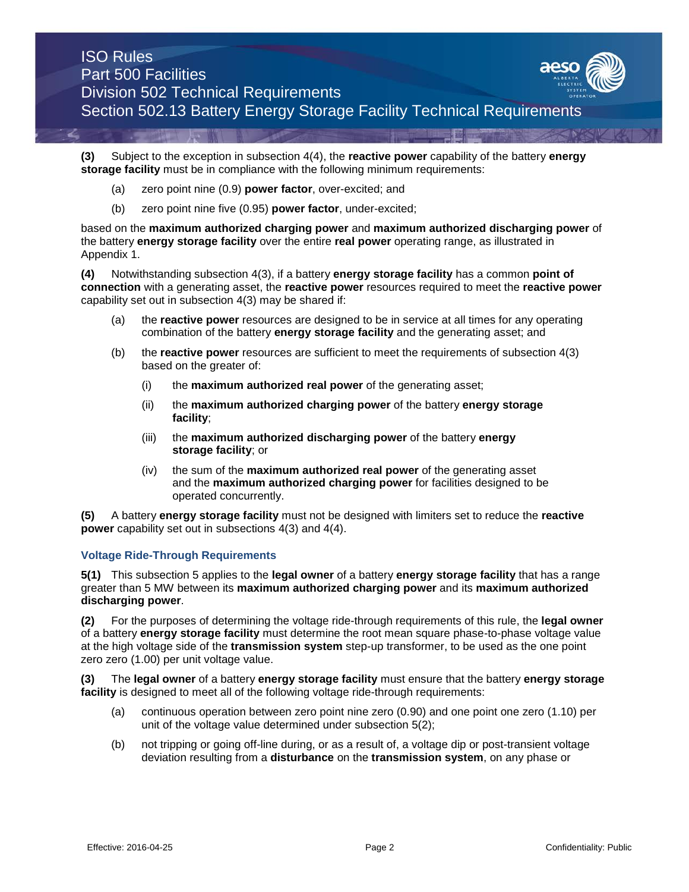**(3)** Subject to the exception in subsection 4(4), the **reactive power** capability of the battery **energy storage facility** must be in compliance with the following minimum requirements:

(a) zero point nine (0.9) **power factor**, over-excited; and

(b) zero point nine five (0.95) **power factor**, under-excited;

based on the **maximum authorized charging power** and **maximum authorized discharging power** of the battery **energy storage facility** over the entire **real power** operating range, as illustrated in Appendix 1.

**(4)** Notwithstanding subsection 4(3), if a battery **energy storage facility** has a common **point of connection** with a generating asset, the **reactive power** resources required to meet the **reactive power** capability set out in subsection 4(3) may be shared if:

(a) the **reactive power** resources are designed to be in service at all times for any operating combination of the battery **energy storage facility** and the generating asset; and

(b) the **reactive power** resources are sufficient to meet the requirements of subsection 4(3) based on the greater of:

(i) the **maximum authorized real power** of the generating asset;

(ii) the **maximum authorized charging power** of the battery **energy storage facility**;

(iii) the **maximum authorized discharging power** of the battery **energy storage facility**; or

(iv) the sum of the **maximum authorized real power** of the generating asset and the **maximum authorized charging power** for facilities designed to be operated concurrently.

**(5)** A battery **energy storage facility** must not be designed with limiters set to reduce the **reactive power** capability set out in subsections 4(3) and 4(4).

### Voltage Ride-Through Requirements

**5(1)** This subsection 5 applies to the **legal owner** of a battery **energy storage facility** that has a range greater than 5 MW between its **maximum authorized charging power** and its **maximum authorized discharging power**.

**(2)** For the purposes of determining the voltage ride-through requirements of this rule, the **legal owner** of a battery **energy storage facility** must determine the root mean square phase-to-phase voltage value at the high voltage side of the **transmission system** step-up transformer, to be used as the one point zero zero (1.00) per unit voltage value.

**(3)** The **legal owner** of a battery **energy storage facility** must ensure that the battery **energy storage facility** is designed to meet all of the following voltage ride-through requirements:

(a) continuous operation between zero point nine zero (0.90) and one point one zero (1.10) per unit of the voltage value determined under subsection 5(2);

(b) not tripping or going off-line during, or as a result of, a voltage dip or post-transient voltage deviation resulting from a **disturbance** on the **transmission system**, on any phase or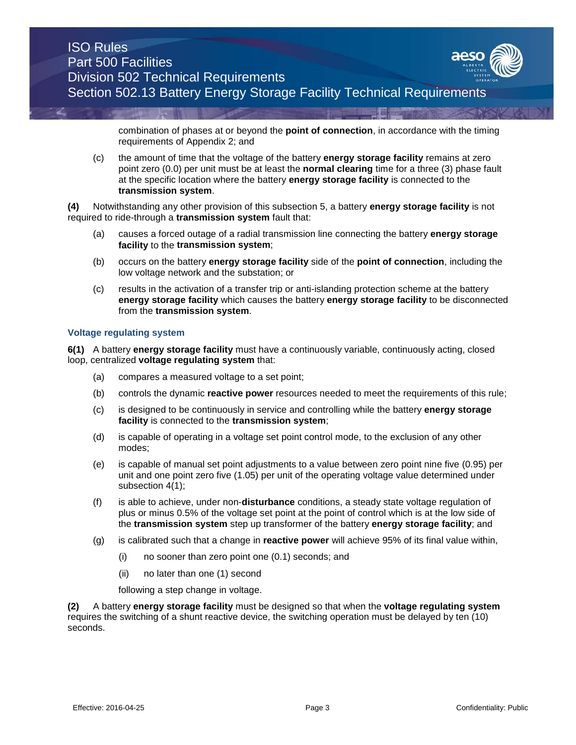combination of phases at or beyond the **point of connection**, in accordance with the timing requirements of Appendix 2; and

(c) the amount of time that the voltage of the battery **energy storage facility** remains at zero point zero (0.0) per unit must be at least the **normal clearing** time for a three (3) phase fault at the specific location where the battery **energy storage facility** is connected to the **transmission system**.

**(4)** Notwithstanding any other provision of this subsection 5, a battery **energy storage facility** is not required to ride-through a **transmission system** fault that:

(a) causes a forced outage of a radial transmission line connecting the battery **energy storage facility** to the **transmission system**;

(b) occurs on the battery **energy storage facility** side of the **point of connection**, including the low voltage network and the substation; or

(c) results in the activation of a transfer trip or anti-islanding protection scheme at the battery **energy storage facility** which causes the battery **energy storage facility** to be disconnected from the **transmission system**.

### Voltage regulating system

**6(1)** A battery **energy storage facility** must have a continuously variable, continuously acting, closed loop, centralized **voltage regulating system** that:

(a) compares a measured voltage to a set point;

(b) controls the dynamic **reactive power** resources needed to meet the requirements of this rule;

(c) is designed to be continuously in service and controlling while the battery **energy storage facility** is connected to the **transmission system**;

(d) is capable of operating in a voltage set point control mode, to the exclusion of any other modes;

(e) is capable of manual set point adjustments to a value between zero point nine five (0.95) per unit and one point zero five (1.05) per unit of the operating voltage value determined under subsection 4(1);

(f) is able to achieve, under non-**disturbance** conditions, a steady state voltage regulation of plus or minus 0.5% of the voltage set point at the point of control which is at the low side of the **transmission system** step up transformer of the battery **energy storage facility**; and

(g) is calibrated such that a change in **reactive power** will achieve 95% of its final value within,

(i) no sooner than zero point one (0.1) seconds; and

(ii) no later than one (1) second

following a step change in voltage.

**(2)** A battery **energy storage facility** must be designed so that when the **voltage regulating system** requires the switching of a shunt reactive device, the switching operation must be delayed by ten (10) seconds.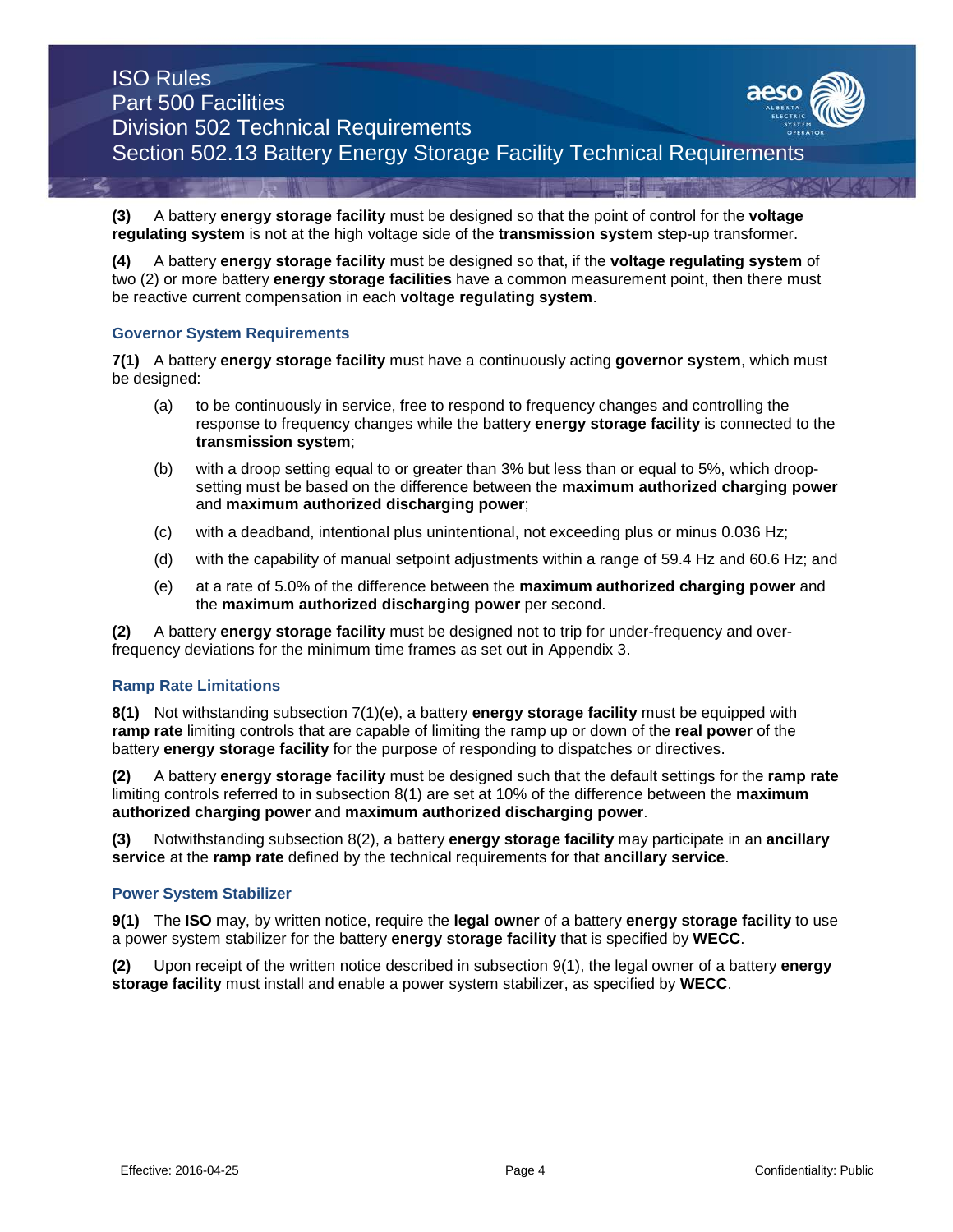**(3)** A battery **energy storage facility** must be designed so that the point of control for the **voltage regulating system** is not at the high voltage side of the **transmission system** step-up transformer.

**(4)** A battery **energy storage facility** must be designed so that, if the **voltage regulating system** of two (2) or more battery **energy storage facilities** have a common measurement point, then there must be reactive current compensation in each **voltage regulating system**.

### Governor System Requirements

**7(1)** A battery **energy storage facility** must have a continuously acting **governor system**, which must be designed:

(a) to be continuously in service, free to respond to frequency changes and controlling the response to frequency changes while the battery **energy storage facility** is connected to the **transmission system**;

(b) with a droop setting equal to or greater than 3% but less than or equal to 5%, which droop-setting must be based on the difference between the **maximum authorized charging power** and **maximum authorized discharging power**;

(c) with a deadband, intentional plus unintentional, not exceeding plus or minus 0.036 Hz;

(d) with the capability of manual setpoint adjustments within a range of 59.4 Hz and 60.6 Hz; and

(e) at a rate of 5.0% of the difference between the **maximum authorized charging power** and the **maximum authorized discharging power** per second.

**(2)** A battery **energy storage facility** must be designed not to trip for under-frequency and over-frequency deviations for the minimum time frames as set out in Appendix 3.

### Ramp Rate Limitations

**8(1)** Not withstanding subsection 7(1)(e), a battery **energy storage facility** must be equipped with **ramp rate** limiting controls that are capable of limiting the ramp up or down of the **real power** of the battery **energy storage facility** for the purpose of responding to dispatches or directives.

**(2)** A battery **energy storage facility** must be designed such that the default settings for the **ramp rate** limiting controls referred to in subsection 8(1) are set at 10% of the difference between the **maximum authorized charging power** and **maximum authorized discharging power**.

**(3)** Notwithstanding subsection 8(2), a battery **energy storage facility** may participate in an **ancillary service** at the **ramp rate** defined by the technical requirements for that **ancillary service**.

### Power System Stabilizer

**9(1)** The **ISO** may, by written notice, require the **legal owner** of a battery **energy storage facility** to use a power system stabilizer for the battery **energy storage facility** that is specified by **WECC**.

**(2)** Upon receipt of the written notice described in subsection 9(1), the legal owner of a battery **energy storage facility** must install and enable a power system stabilizer, as specified by **WECC**.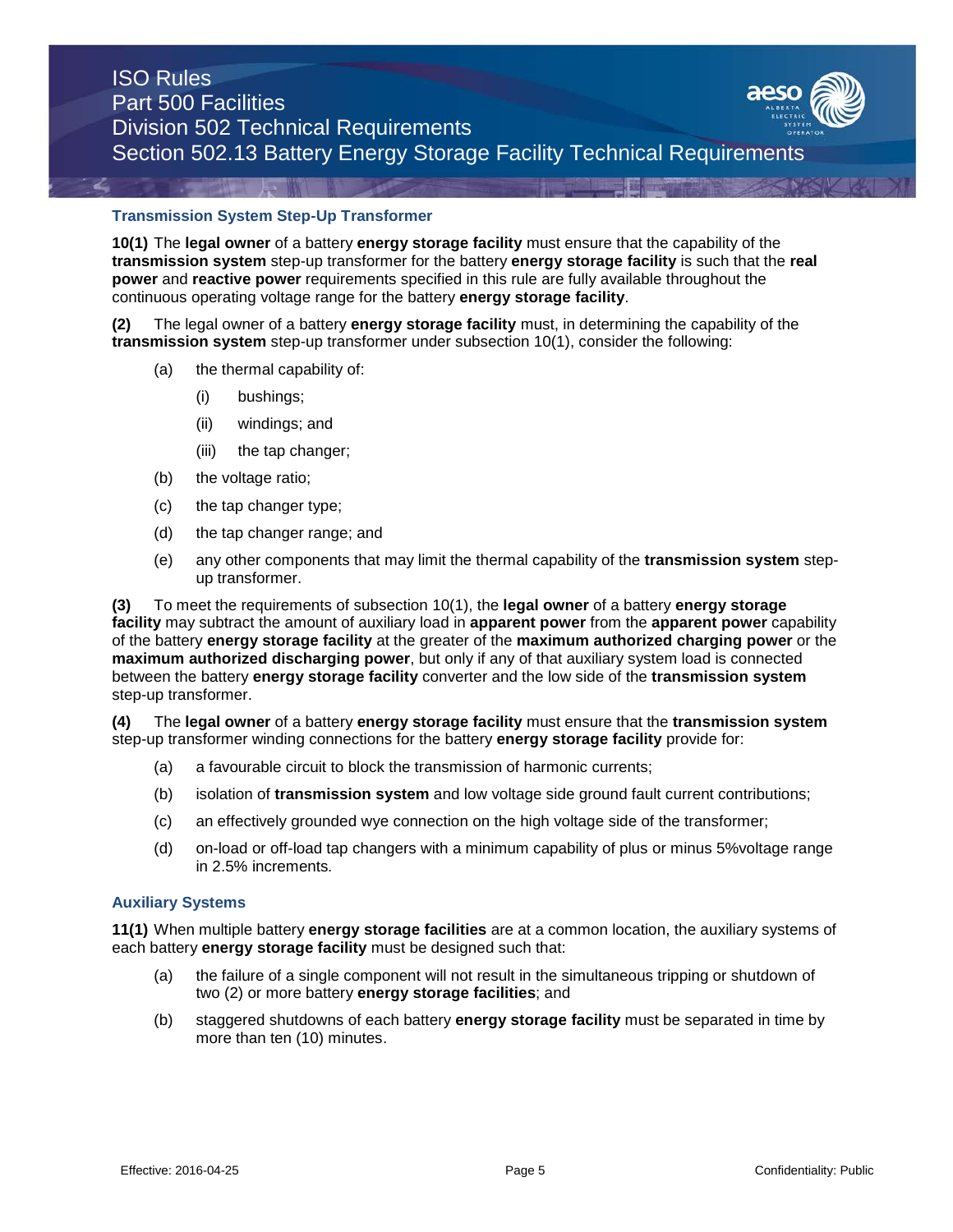### Transmission System Step-Up Transformer

**10(1)** The **legal owner** of a battery **energy storage facility** must ensure that the capability of the **transmission system** step-up transformer for the battery **energy storage facility** is such that the **real power** and **reactive power** requirements specified in this rule are fully available throughout the continuous operating voltage range for the battery **energy storage facility**.

**(2)** The legal owner of a battery **energy storage facility** must, in determining the capability of the **transmission system** step-up transformer under subsection 10(1), consider the following:

- (a) the thermal capability of:
  - (i) bushings;
  - (ii) windings; and
  - (iii) the tap changer;
- (b) the voltage ratio;
- (c) the tap changer type;
- (d) the tap changer range; and
- (e) any other components that may limit the thermal capability of the **transmission system** step-up transformer.

**(3)** To meet the requirements of subsection 10(1), the **legal owner** of a battery **energy storage facility** may subtract the amount of auxiliary load in **apparent power** from the **apparent power** capability of the battery **energy storage facility** at the greater of the **maximum authorized charging power** or the **maximum authorized discharging power**, but only if any of that auxiliary system load is connected between the battery **energy storage facility** converter and the low side of the **transmission system** step-up transformer.

**(4)** The **legal owner** of a battery **energy storage facility** must ensure that the **transmission system** step-up transformer winding connections for the battery **energy storage facility** provide for:

- (a) a favourable circuit to block the transmission of harmonic currents;
- (b) isolation of **transmission system** and low voltage side ground fault current contributions;
- (c) an effectively grounded wye connection on the high voltage side of the transformer;
- (d) on-load or off-load tap changers with a minimum capability of plus or minus 5%voltage range in 2.5% increments.

### Auxiliary Systems

**11(1)** When multiple battery **energy storage facilities** are at a common location, the auxiliary systems of each battery **energy storage facility** must be designed such that:

- (a) the failure of a single component will not result in the simultaneous tripping or shutdown of two (2) or more battery **energy storage facilities**; and
- (b) staggered shutdowns of each battery **energy storage facility** must be separated in time by more than ten (10) minutes.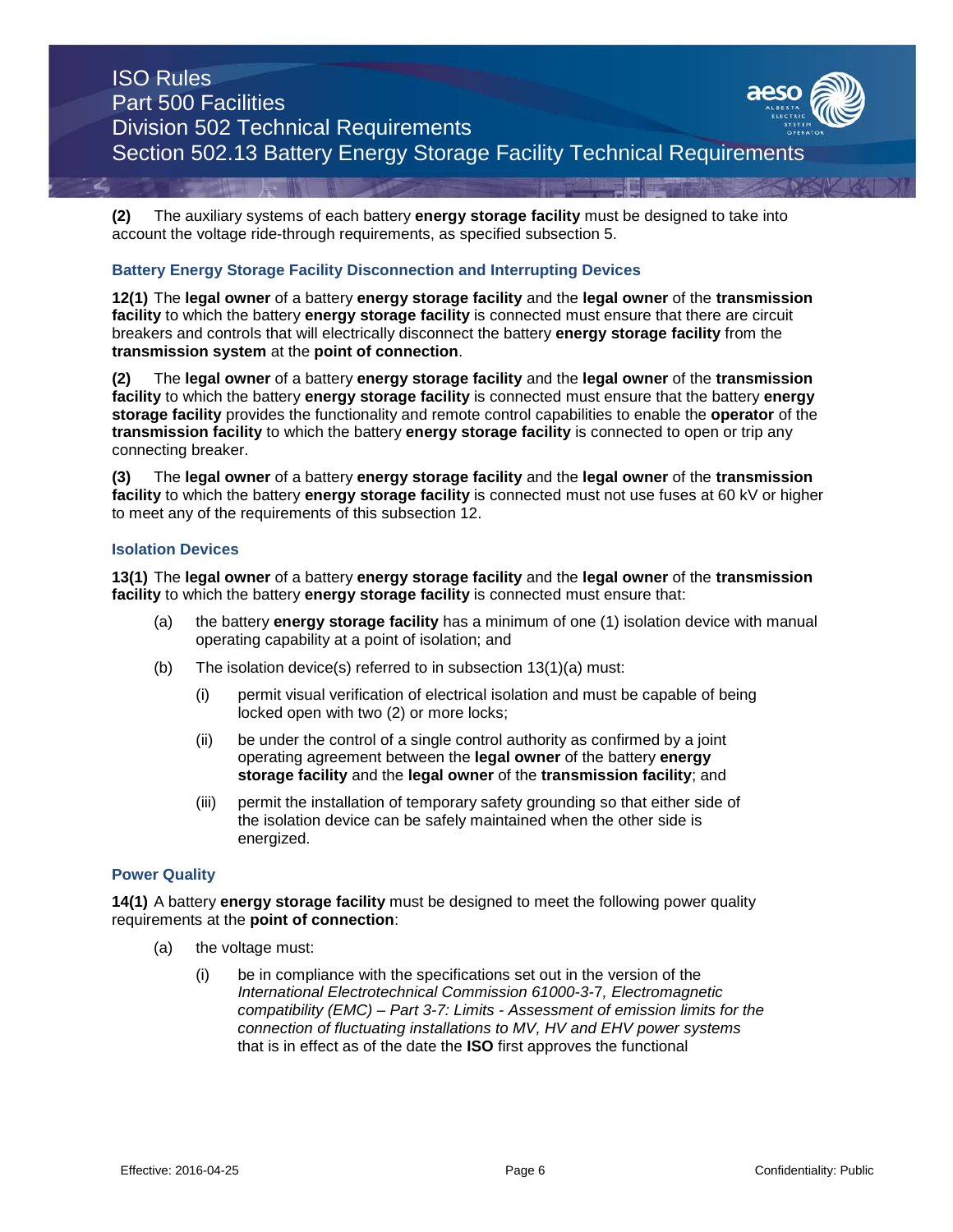**(2)** The auxiliary systems of each battery **energy storage facility** must be designed to take into account the voltage ride-through requirements, as specified subsection 5.

### Battery Energy Storage Facility Disconnection and Interrupting Devices

**12(1)** The **legal owner** of a battery **energy storage facility** and the **legal owner** of the **transmission facility** to which the battery **energy storage facility** is connected must ensure that there are circuit breakers and controls that will electrically disconnect the battery **energy storage facility** from the **transmission system** at the **point of connection**.

**(2)** The **legal owner** of a battery **energy storage facility** and the **legal owner** of the **transmission facility** to which the battery **energy storage facility** is connected must ensure that the battery **energy storage facility** provides the functionality and remote control capabilities to enable the **operator** of the **transmission facility** to which the battery **energy storage facility** is connected to open or trip any connecting breaker.

**(3)** The **legal owner** of a battery **energy storage facility** and the **legal owner** of the **transmission facility** to which the battery **energy storage facility** is connected must not use fuses at 60 kV or higher to meet any of the requirements of this subsection 12.

### Isolation Devices

**13(1)** The **legal owner** of a battery **energy storage facility** and the **legal owner** of the **transmission facility** to which the battery **energy storage facility** is connected must ensure that:

- (a) the battery **energy storage facility** has a minimum of one (1) isolation device with manual operating capability at a point of isolation; and
- (b) The isolation device(s) referred to in subsection 13(1)(a) must:
  - (i) permit visual verification of electrical isolation and must be capable of being locked open with two (2) or more locks;
  - (ii) be under the control of a single control authority as confirmed by a joint operating agreement between the **legal owner** of the battery **energy storage facility** and the **legal owner** of the **transmission facility**; and
  - (iii) permit the installation of temporary safety grounding so that either side of the isolation device can be safely maintained when the other side is energized.

### Power Quality

**14(1)** A battery **energy storage facility** must be designed to meet the following power quality requirements at the **point of connection**:

- (a) the voltage must:
  - (i) be in compliance with the specifications set out in the version of the *International Electrotechnical Commission 61000-3-7, Electromagnetic compatibility (EMC) – Part 3-7: Limits - Assessment of emission limits for the connection of fluctuating installations to MV, HV and EHV power systems* that is in effect as of the date the **ISO** first approves the functional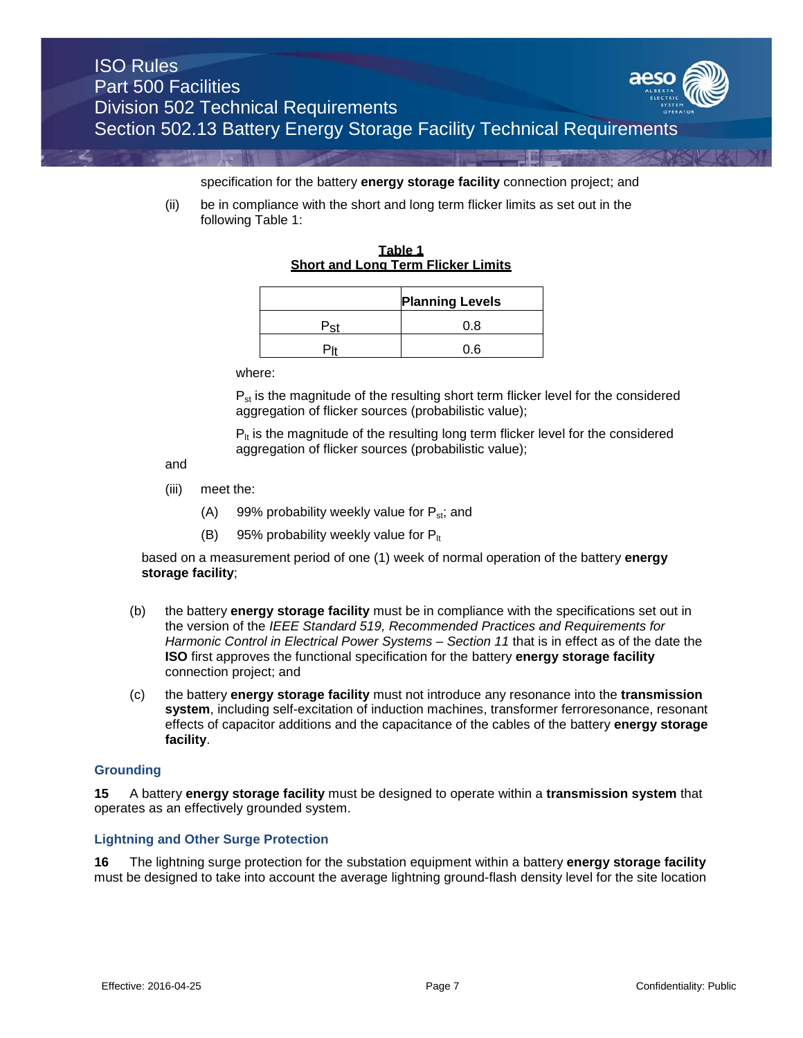specification for the battery **energy storage facility** connection project; and

(ii) be in compliance with the short and long term flicker limits as set out in the following Table 1:

**Table 1**
**Short and Long Term Flicker Limits**

| | Planning Levels |
|---|---|
| $P_{st}$ | 0.8 |
| $P_{lt}$ | 0.6 |

where:

$P_{st}$ is the magnitude of the resulting short term flicker level for the considered aggregation of flicker sources (probabilistic value);

$P_{lt}$ is the magnitude of the resulting long term flicker level for the considered aggregation of flicker sources (probabilistic value);

and

(iii) meet the:

(A) 99% probability weekly value for $P_{st}$; and

(B) 95% probability weekly value for $P_{lt}$

based on a measurement period of one (1) week of normal operation of the battery **energy storage facility**;

(b) the battery **energy storage facility** must be in compliance with the specifications set out in the version of the *IEEE Standard 519, Recommended Practices and Requirements for Harmonic Control in Electrical Power Systems – Section 11* that is in effect as of the date the **ISO** first approves the functional specification for the battery **energy storage facility** connection project; and

(c) the battery **energy storage facility** must not introduce any resonance into the **transmission system**, including self-excitation of induction machines, transformer ferroresonance, resonant effects of capacitor additions and the capacitance of the cables of the battery **energy storage facility**.

### Grounding

**15** A battery **energy storage facility** must be designed to operate within a **transmission system** that operates as an effectively grounded system.

### Lightning and Other Surge Protection

**16** The lightning surge protection for the substation equipment within a battery **energy storage facility** must be designed to take into account the average lightning ground-flash density level for the site location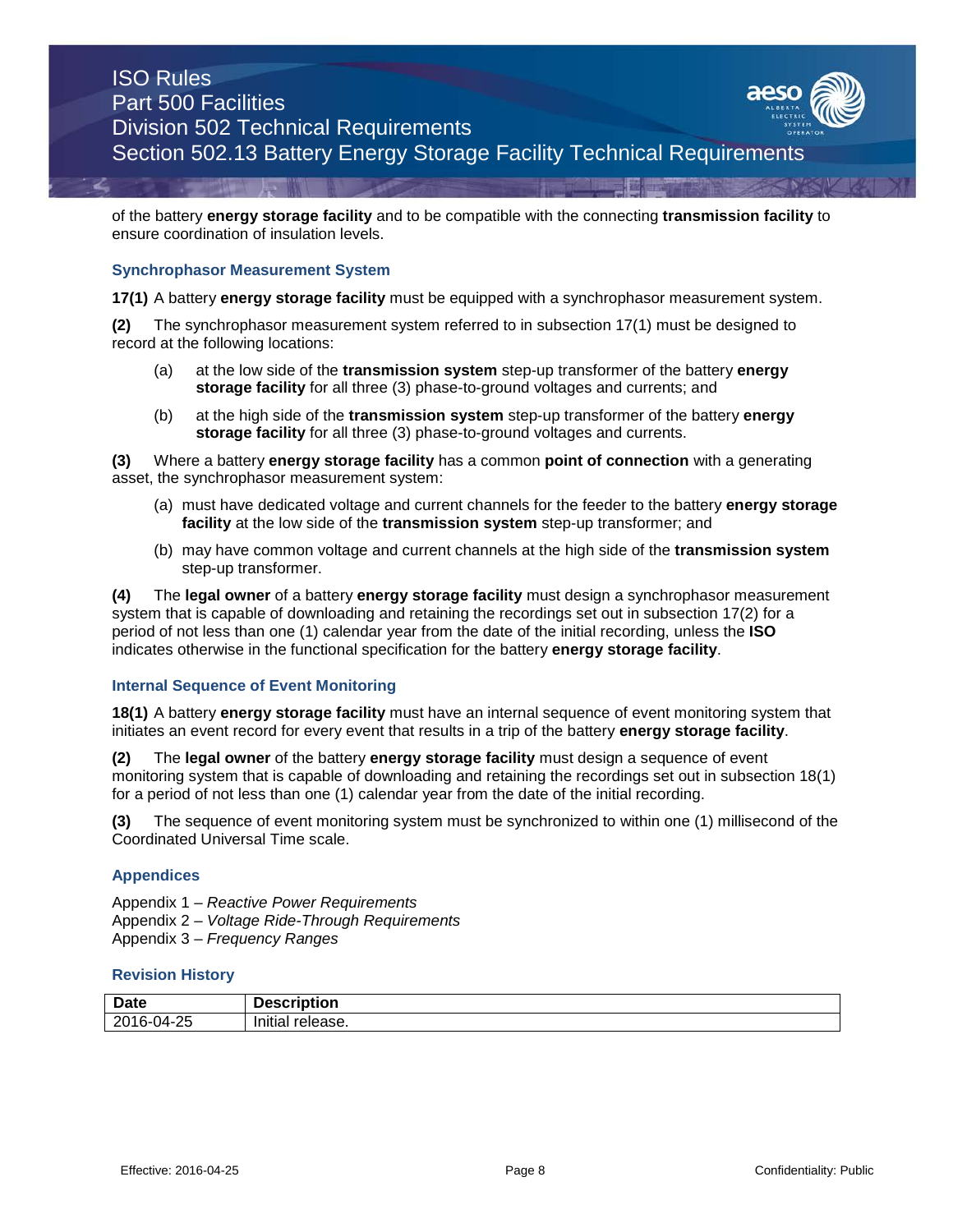of the battery **energy storage facility** and to be compatible with the connecting **transmission facility** to ensure coordination of insulation levels.

### Synchrophasor Measurement System

**17(1)** A battery **energy storage facility** must be equipped with a synchrophasor measurement system.

**(2)** The synchrophasor measurement system referred to in subsection 17(1) must be designed to record at the following locations:

(a) at the low side of the **transmission system** step-up transformer of the battery **energy storage facility** for all three (3) phase-to-ground voltages and currents; and

(b) at the high side of the **transmission system** step-up transformer of the battery **energy storage facility** for all three (3) phase-to-ground voltages and currents.

**(3)** Where a battery **energy storage facility** has a common **point of connection** with a generating asset, the synchrophasor measurement system:

(a) must have dedicated voltage and current channels for the feeder to the battery **energy storage facility** at the low side of the **transmission system** step-up transformer; and

(b) may have common voltage and current channels at the high side of the **transmission system** step-up transformer.

**(4)** The **legal owner** of a battery **energy storage facility** must design a synchrophasor measurement system that is capable of downloading and retaining the recordings set out in subsection 17(2) for a period of not less than one (1) calendar year from the date of the initial recording, unless the **ISO** indicates otherwise in the functional specification for the battery **energy storage facility**.

### Internal Sequence of Event Monitoring

**18(1)** A battery **energy storage facility** must have an internal sequence of event monitoring system that initiates an event record for every event that results in a trip of the battery **energy storage facility**.

**(2)** The **legal owner** of the battery **energy storage facility** must design a sequence of event monitoring system that is capable of downloading and retaining the recordings set out in subsection 18(1) for a period of not less than one (1) calendar year from the date of the initial recording.

**(3)** The sequence of event monitoring system must be synchronized to within one (1) millisecond of the Coordinated Universal Time scale.

### Appendices

Appendix 1 – *Reactive Power Requirements*
Appendix 2 – *Voltage Ride-Through Requirements*
Appendix 3 – *Frequency Ranges*

### Revision History

| Date | Description |
|---|---|
| 2016-04-25 | Initial release. |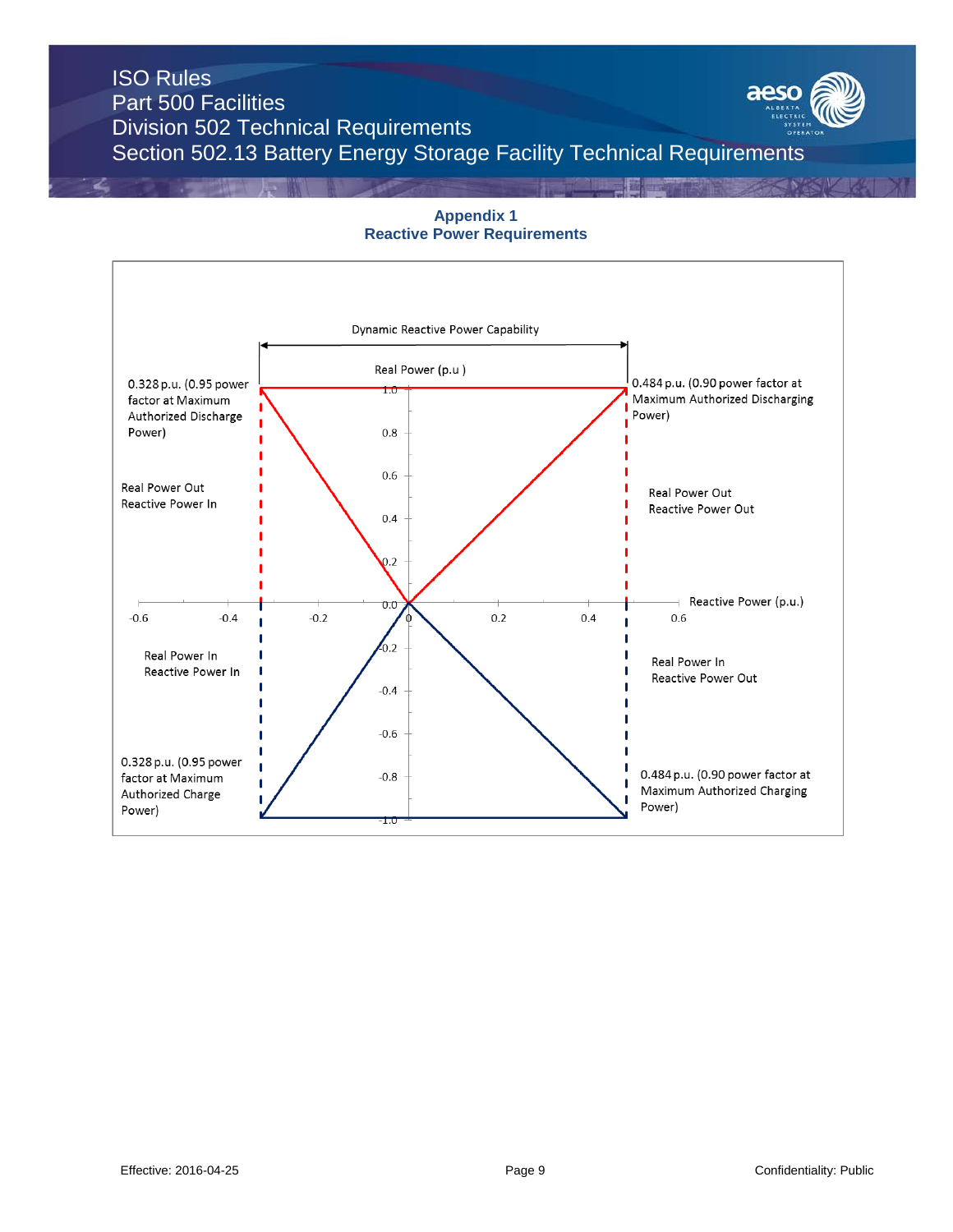## Appendix 1
## Reactive Power Requirements

Dynamic Reactive Power Capability

Real Power (p.u )

0.328 p.u. (0.95 power factor at Maximum Authorized Discharge Power)

0.484 p.u. (0.90 power factor at Maximum Authorized Discharging Power)

Real Power Out
Reactive Power In

Real Power Out
Reactive Power Out

Reactive Power (p.u.)

Real Power In
Reactive Power In

Real Power In
Reactive Power Out

0.328 p.u. (0.95 power factor at Maximum Authorized Charge Power)

0.484 p.u. (0.90 power factor at Maximum Authorized Charging Power)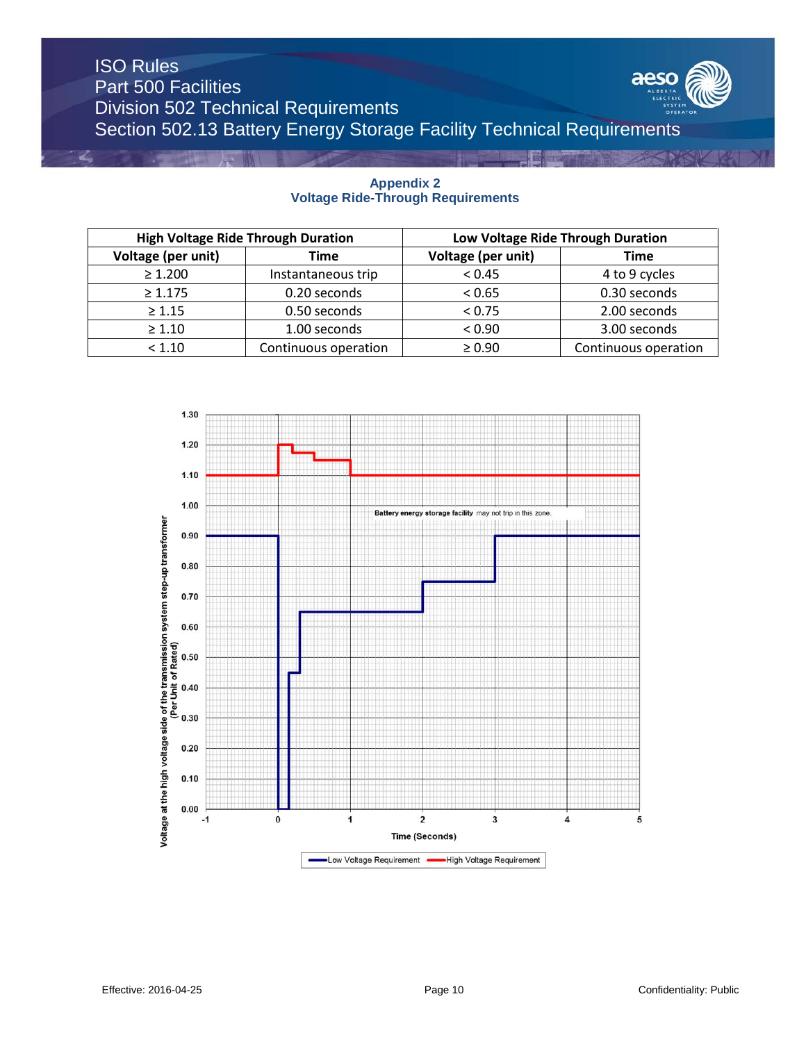## Appendix 2
## Voltage Ride-Through Requirements

| High Voltage Ride Through Duration | | Low Voltage Ride Through Duration | |
|---|---|---|---|
| Voltage (per unit) | Time | Voltage (per unit) | Time |
| ≥ 1.200 | Instantaneous trip | < 0.45 | 4 to 9 cycles |
| ≥ 1.175 | 0.20 seconds | < 0.65 | 0.30 seconds |
| ≥ 1.15 | 0.50 seconds | < 0.75 | 2.00 seconds |
| ≥ 1.10 | 1.00 seconds | < 0.90 | 3.00 seconds |
| < 1.10 | Continuous operation | ≥ 0.90 | Continuous operation |

Battery energy storage facility may not trip in this zone.

Voltage at the high voltage side of the transmission system step-up transformer (Per Unit of Rated)

Time (Seconds)

Low Voltage Requirement — High Voltage Requirement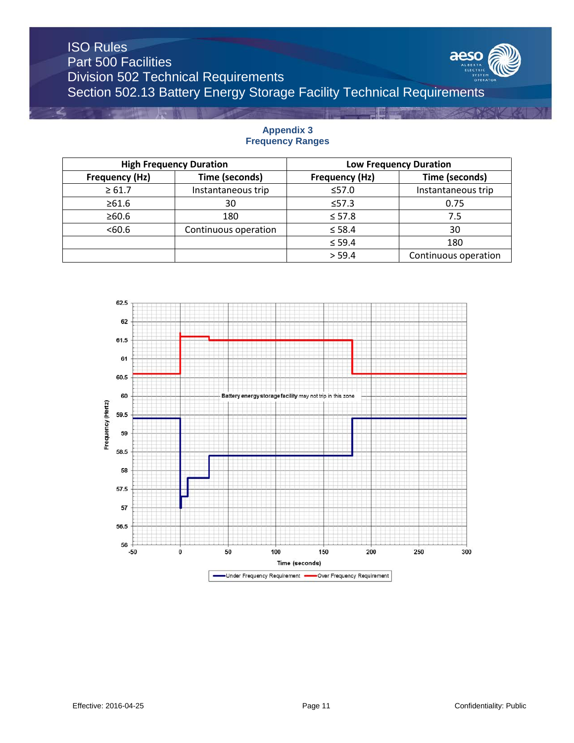## Appendix 3
## Frequency Ranges

| High Frequency Duration | | Low Frequency Duration | |
|---|---|---|---|
| **Frequency (Hz)** | **Time (seconds)** | **Frequency (Hz)** | **Time (seconds)** |
| ≥ 61.7 | Instantaneous trip | ≤57.0 | Instantaneous trip |
| ≥61.6 | 30 | ≤57.3 | 0.75 |
| ≥60.6 | 180 | ≤ 57.8 | 7.5 |
| <60.6 | Continuous operation | ≤ 58.4 | 30 |
| | | ≤ 59.4 | 180 |
| | | > 59.4 | Continuous operation |

Battery energy storage facility may not trip in this zone

Frequency (Hertz)

62.5
62
61.5
61
60.5
60
59.5
59
58.5
58
57.5
57
56.5
56

-50
0
50
100
150
200
250
300

Time (seconds)

Under Frequency Requirement
Over Frequency Requirement